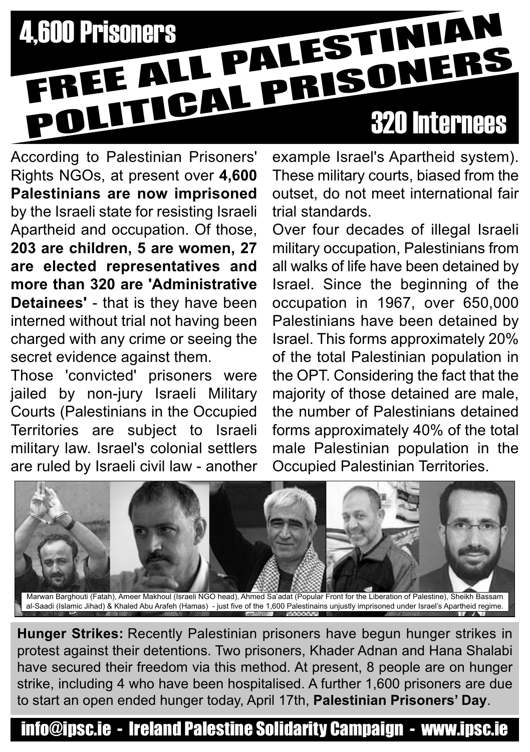4,600 Prisoners

# FREE ALL PALESTINIAN POLITICAL PRISONERS

320 Internees

According to Palestinian Prisoners' Rights NGOs, at present over **4,600 Palestinians are now imprisoned** by the Israeli state for resisting Israeli Apartheid and occupation. Of those, **203 are children, 5 are women, 27 are elected representatives and more than 320 are 'Administrative Detainees'** - that is they have been interned without trial not having been charged with any crime or seeing the secret evidence against them.

Those 'convicted' prisoners were jailed by non-jury Israeli Military Courts (Palestinians in the Occupied Territories are subject to Israeli military law. Israel's colonial settlers are ruled by Israeli civil law - another example Israel's Apartheid system). These military courts, biased from the outset, do not meet international fair trial standards.

Over four decades of illegal Israeli military occupation, Palestinians from all walks of life have been detained by Israel. Since the beginning of the occupation in 1967, over 650,000 Palestinians have been detained by Israel. This forms approximately 20% of the total Palestinian population in the OPT. Considering the fact that the majority of those detained are male, the number of Palestinians detained forms approximately 40% of the total male Palestinian population in the Occupied Palestinian Territories.

Marwan Barghouti (Fatah), Ameer Makhoul (Israeli NGO head), Ahmed Sa'adat (Popular Front for the Liberation of Palestine), Sheikh Bassam al-Saadi (Islamic Jihad) & Khaled Abu Arafeh (Hamas) - just five of the 1,600 Palestinains unjustly imprisoned under Israel's Apartheid regime.

**Hunger Strikes:** Recently Palestinian prisoners have begun hunger strikes in protest against their detentions. Two prisoners, Khader Adnan and Hana Shalabi have secured their freedom via this method. At present, 8 people are on hunger strike, including 4 who have been hospitalised. A further 1,600 prisoners are due to start an open ended hunger today, April 17th, **Palestinian Prisoners' Day**.

info@ipsc.ie - Ireland Palestine Solidarity Campaign - www.ipsc.ie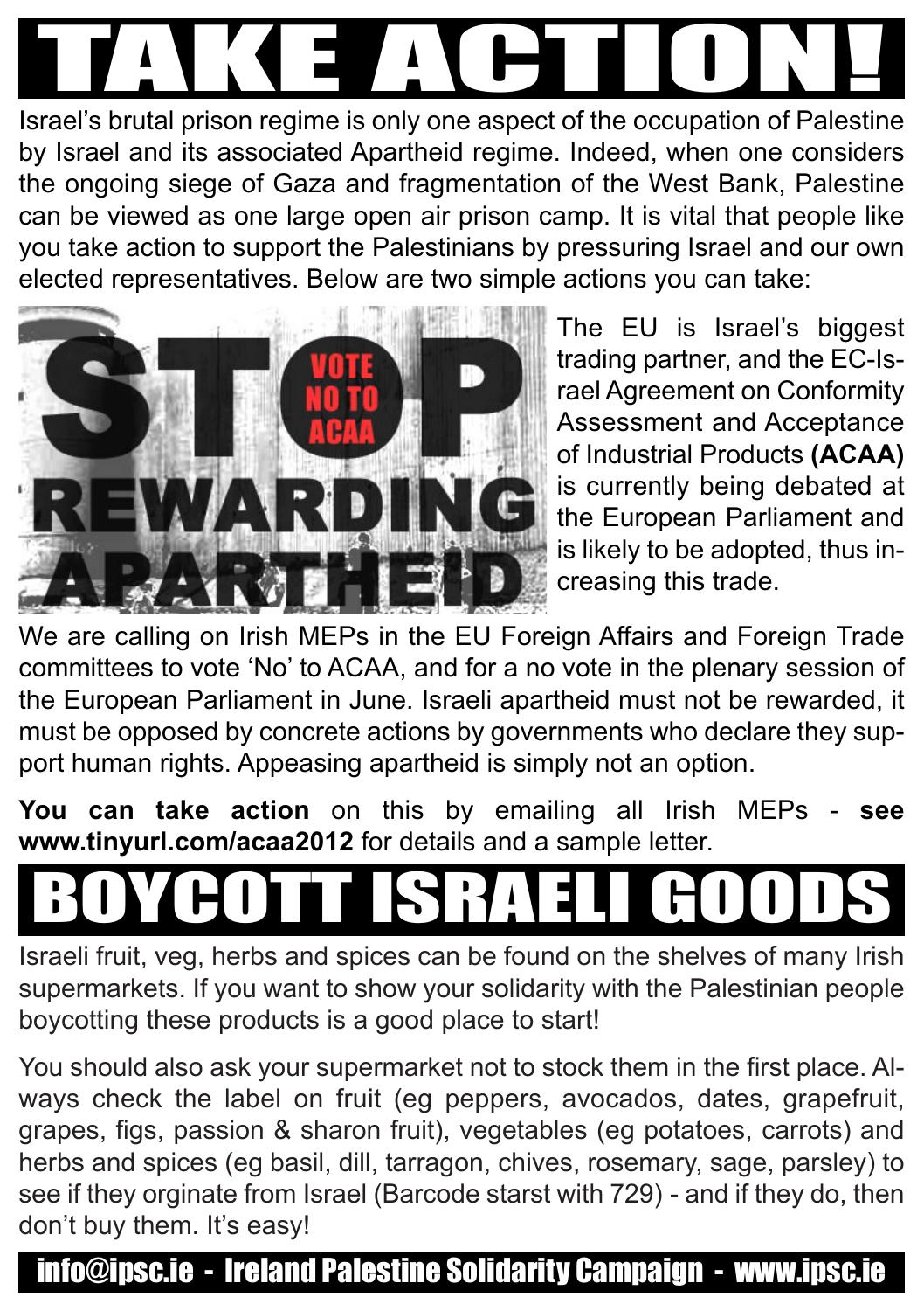# TAKE ACTION!

Israel's brutal prison regime is only one aspect of the occupation of Palestine by Israel and its associated Apartheid regime. Indeed, when one considers the ongoing siege of Gaza and fragmentation of the West Bank, Palestine can be viewed as one large open air prison camp. It is vital that people like you take action to support the Palestinians by pressuring Israel and our own elected representatives. Below are two simple actions you can take:

STOP REWARDING APARTHEID

VOTE NO TO ACAA

The EU is Israel's biggest trading partner, and the EC-Israel Agreement on Conformity Assessment and Acceptance of Industrial Products **(ACAA)** is currently being debated at the European Parliament and is likely to be adopted, thus increasing this trade.

We are calling on Irish MEPs in the EU Foreign Affairs and Foreign Trade committees to vote 'No' to ACAA, and for a no vote in the plenary session of the European Parliament in June. Israeli apartheid must not be rewarded, it must be opposed by concrete actions by governments who declare they support human rights. Appeasing apartheid is simply not an option.

**You can take action** on this by emailing all Irish MEPs - **see www.tinyurl.com/acaa2012** for details and a sample letter.

# BOYCOTT ISRAELI GOODS

Israeli fruit, veg, herbs and spices can be found on the shelves of many Irish supermarkets. If you want to show your solidarity with the Palestinian people boycotting these products is a good place to start!

You should also ask your supermarket not to stock them in the first place. Always check the label on fruit (eg peppers, avocados, dates, grapefruit, grapes, figs, passion & sharon fruit), vegetables (eg potatoes, carrots) and herbs and spices (eg basil, dill, tarragon, chives, rosemary, sage, parsley) to see if they orginate from Israel (Barcode starst with 729) - and if they do, then don't buy them. It's easy!

**info@ipsc.ie - Ireland Palestine Solidarity Campaign - www.ipsc.ie**